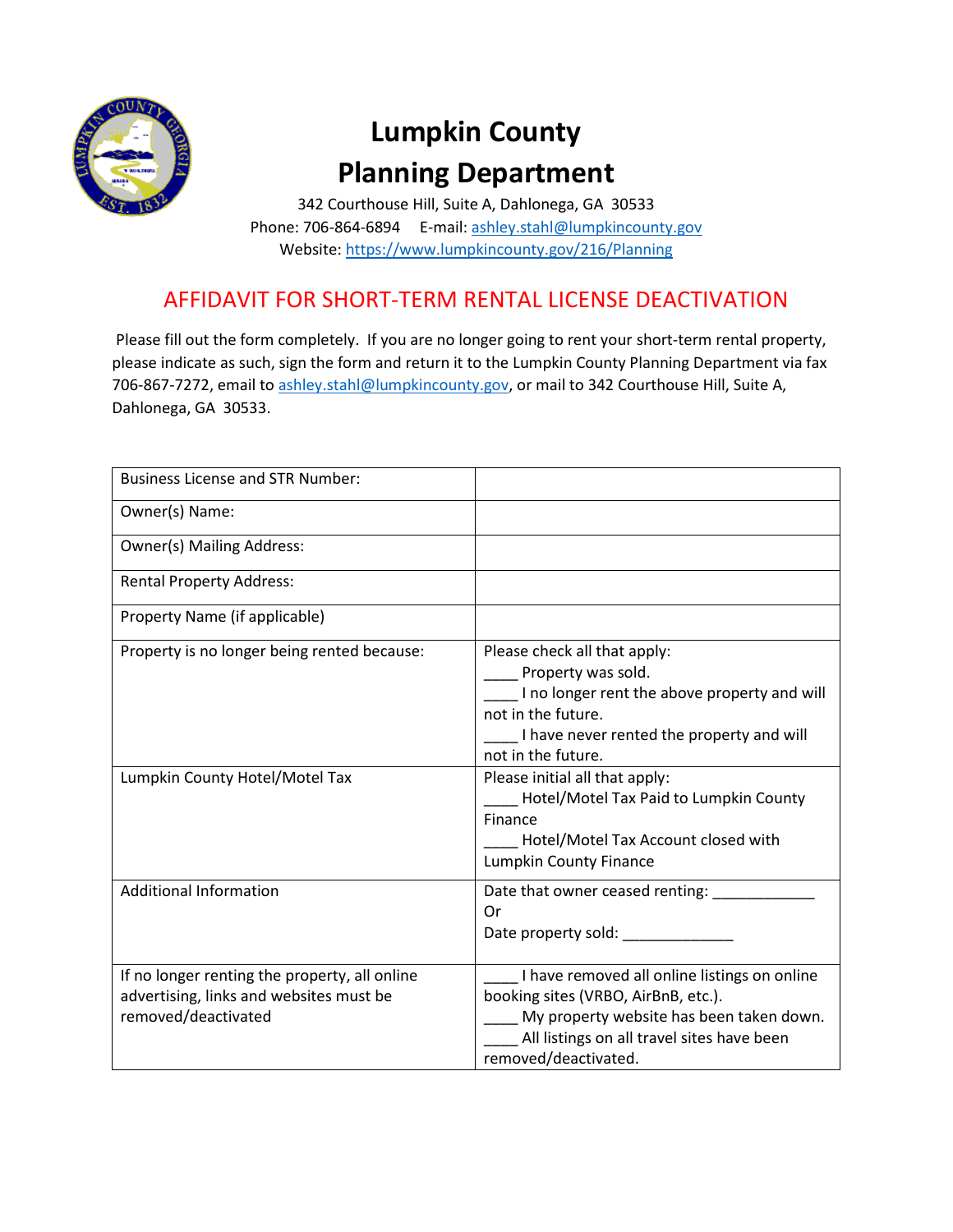# Lumpkin County

## Planning Department

342 Courthouse Hill, Suite A, Dahlonega, GA 30533

Phone: 706-864-6894   E-mail: ashley.stahl@lumpkincounty.gov

Website: https://www.lumpkincounty.gov/216/Planning

## AFFIDAVIT FOR SHORT-TERM RENTAL LICENSE DEACTIVATION

Please fill out the form completely. If you are no longer going to rent your short-term rental property, please indicate as such, sign the form and return it to the Lumpkin County Planning Department via fax 706-867-7272, email to ashley.stahl@lumpkincounty.gov, or mail to 342 Courthouse Hill, Suite A, Dahlonega, GA 30533.

| | |
|---|---|
| Business License and STR Number: | |
| Owner(s) Name: | |
| Owner(s) Mailing Address: | |
| Rental Property Address: | |
| Property Name (if applicable) | |
| Property is no longer being rented because: | Please check all that apply:<br>____ Property was sold.<br>____ I no longer rent the above property and will not in the future.<br>____ I have never rented the property and will not in the future. |
| Lumpkin County Hotel/Motel Tax | Please initial all that apply:<br>____ Hotel/Motel Tax Paid to Lumpkin County Finance<br>____ Hotel/Motel Tax Account closed with Lumpkin County Finance |
| Additional Information | Date that owner ceased renting: ____________<br>Or<br>Date property sold: _____________ |
| If no longer renting the property, all online advertising, links and websites must be removed/deactivated | ____ I have removed all online listings on online booking sites (VRBO, AirBnB, etc.).<br>____ My property website has been taken down.<br>____ All listings on all travel sites have been removed/deactivated. |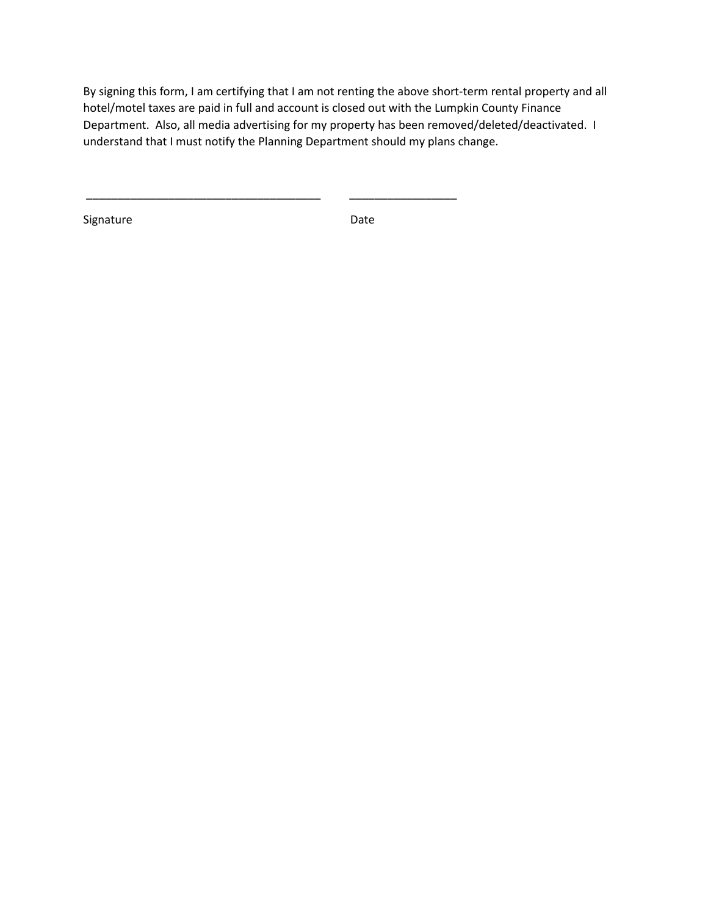By signing this form, I am certifying that I am not renting the above short-term rental property and all hotel/motel taxes are paid in full and account is closed out with the Lumpkin County Finance Department. Also, all media advertising for my property has been removed/deleted/deactivated. I understand that I must notify the Planning Department should my plans change.

______________________________________ _________________

Signature Date